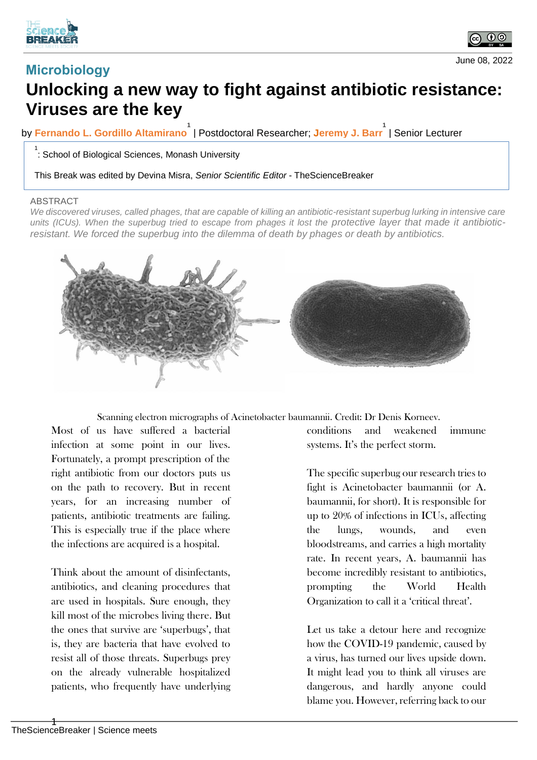Microbiology

June 08, 2022

# Unlocking a new way to fight against antibiotic resistance: Viruses are the key

by **Fernando L. Gordillo Altamirano**[1] | Postdoctoral Researcher; **Jeremy J. Barr**[1] | Senior Lecturer

[1]: School of Biological Sciences, Monash University

This Break was edited by Devina Misra, *Senior Scientific Editor* - TheScienceBreaker

ABSTRACT

*We discovered viruses, called phages, that are capable of killing an antibiotic-resistant superbug lurking in intensive care units (ICUs). When the superbug tried to escape from phages it lost the protective layer that made it antibiotic-resistant. We forced the superbug into the dilemma of death by phages or death by antibiotics.*

Scanning electron micrographs of Acinetobacter baumannii. Credit: Dr Denis Korneev.

Most of us have suffered a bacterial infection at some point in our lives. Fortunately, a prompt prescription of the right antibiotic from our doctors puts us on the path to recovery. But in recent years, for an increasing number of patients, antibiotic treatments are failing. This is especially true if the place where the infections are acquired is a hospital.

Think about the amount of disinfectants, antibiotics, and cleaning procedures that are used in hospitals. Sure enough, they kill most of the microbes living there. But the ones that survive are 'superbugs', that is, they are bacteria that have evolved to resist all of those threats. Superbugs prey on the already vulnerable hospitalized patients, who frequently have underlying conditions and weakened immune systems. It's the perfect storm.

The specific superbug our research tries to fight is Acinetobacter baumannii (or A. baumannii, for short). It is responsible for up to 20% of infections in ICUs, affecting the lungs, wounds, and even bloodstreams, and carries a high mortality rate. In recent years, A. baumannii has become incredibly resistant to antibiotics, prompting the World Health Organization to call it a 'critical threat'.

Let us take a detour here and recognize how the COVID-19 pandemic, caused by a virus, has turned our lives upside down. It might lead you to think all viruses are dangerous, and hardly anyone could blame you. However, referring back to our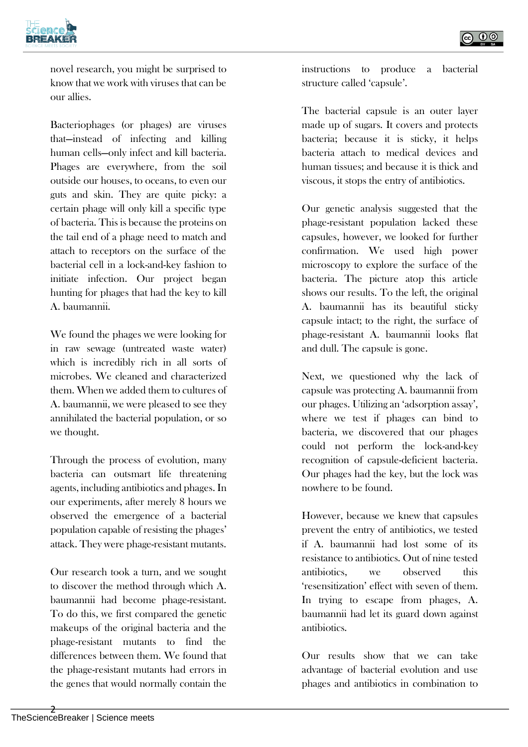novel research, you might be surprised to know that we work with viruses that can be our allies.

Bacteriophages (or phages) are viruses that—instead of infecting and killing human cells—only infect and kill bacteria. Phages are everywhere, from the soil outside our houses, to oceans, to even our guts and skin. They are quite picky: a certain phage will only kill a specific type of bacteria. This is because the proteins on the tail end of a phage need to match and attach to receptors on the surface of the bacterial cell in a lock-and-key fashion to initiate infection. Our project began hunting for phages that had the key to kill A. baumannii.

We found the phages we were looking for in raw sewage (untreated waste water) which is incredibly rich in all sorts of microbes. We cleaned and characterized them. When we added them to cultures of A. baumannii, we were pleased to see they annihilated the bacterial population, or so we thought.

Through the process of evolution, many bacteria can outsmart life threatening agents, including antibiotics and phages. In our experiments, after merely 8 hours we observed the emergence of a bacterial population capable of resisting the phages' attack. They were phage-resistant mutants.

Our research took a turn, and we sought to discover the method through which A. baumannii had become phage-resistant. To do this, we first compared the genetic makeups of the original bacteria and the phage-resistant mutants to find the differences between them. We found that the phage-resistant mutants had errors in the genes that would normally contain the instructions to produce a bacterial structure called 'capsule'.

The bacterial capsule is an outer layer made up of sugars. It covers and protects bacteria; because it is sticky, it helps bacteria attach to medical devices and human tissues; and because it is thick and viscous, it stops the entry of antibiotics.

Our genetic analysis suggested that the phage-resistant population lacked these capsules, however, we looked for further confirmation. We used high power microscopy to explore the surface of the bacteria. The picture atop this article shows our results. To the left, the original A. baumannii has its beautiful sticky capsule intact; to the right, the surface of phage-resistant A. baumannii looks flat and dull. The capsule is gone.

Next, we questioned why the lack of capsule was protecting A. baumannii from our phages. Utilizing an 'adsorption assay', where we test if phages can bind to bacteria, we discovered that our phages could not perform the lock-and-key recognition of capsule-deficient bacteria. Our phages had the key, but the lock was nowhere to be found.

However, because we knew that capsules prevent the entry of antibiotics, we tested if A. baumannii had lost some of its resistance to antibiotics. Out of nine tested antibiotics, we observed this 'resensitization' effect with seven of them. In trying to escape from phages, A. baumannii had let its guard down against antibiotics.

Our results show that we can take advantage of bacterial evolution and use phages and antibiotics in combination to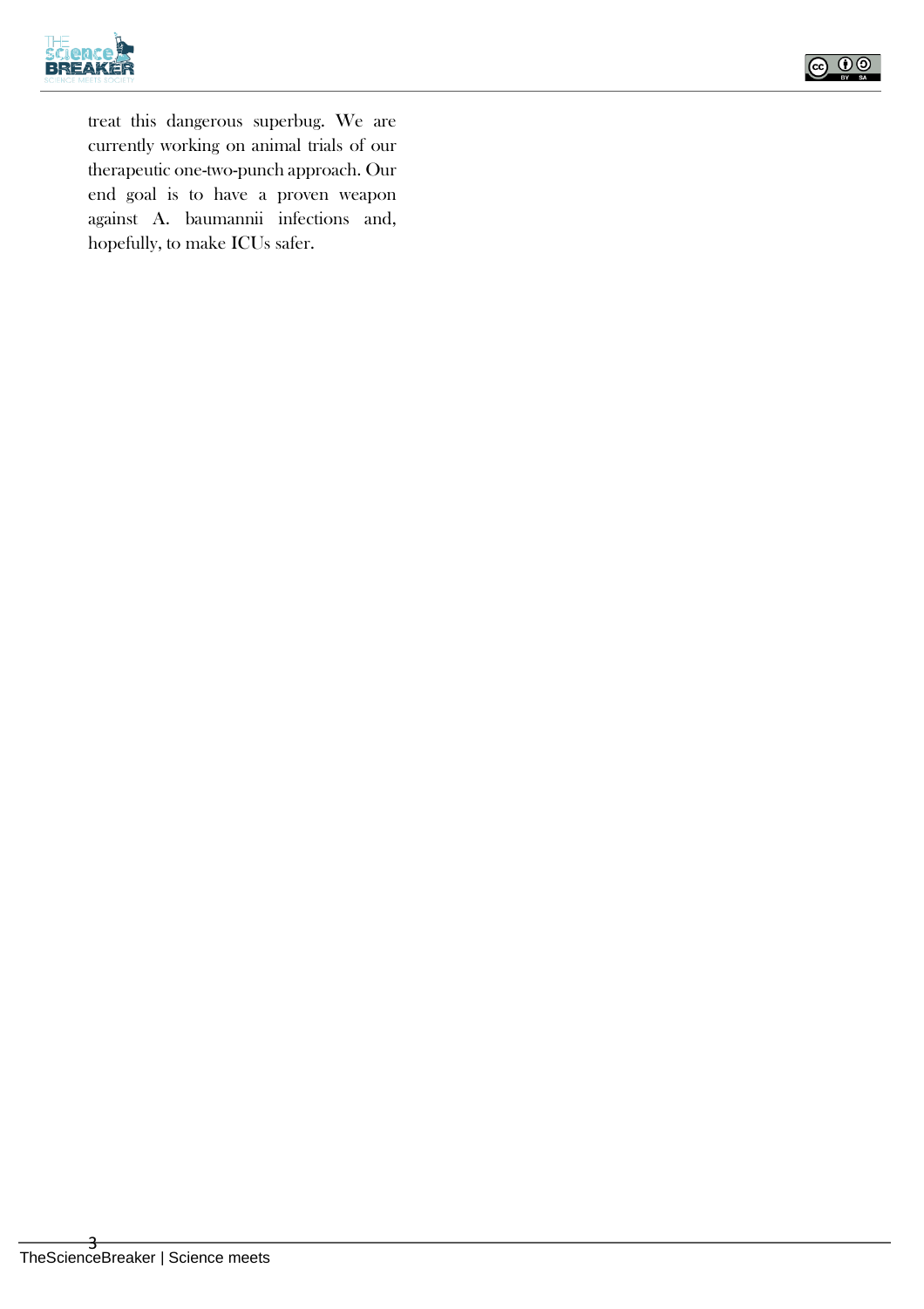treat this dangerous superbug. We are currently working on animal trials of our therapeutic one-two-punch approach. Our end goal is to have a proven weapon against A. baumannii infections and, hopefully, to make ICUs safer.